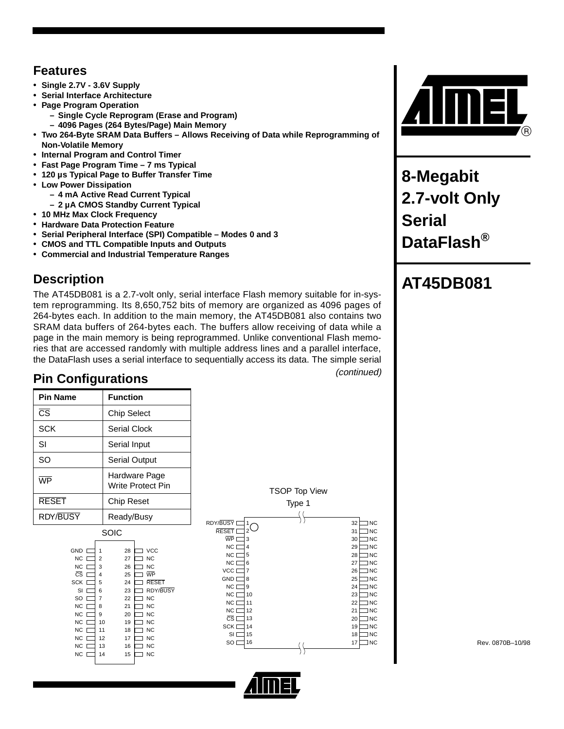## Features

- **Single 2.7V - 3.6V Supply**
- **Serial Interface Architecture**
- **Page Program Operation**
  - **Single Cycle Reprogram (Erase and Program)**
  - **4096 Pages (264 Bytes/Page) Main Memory**
- **Two 264-Byte SRAM Data Buffers – Allows Receiving of Data while Reprogramming of Non-Volatile Memory**
- **Internal Program and Control Timer**
- **Fast Page Program Time – 7 ms Typical**
- **120 µs Typical Page to Buffer Transfer Time**
- **Low Power Dissipation**
  - **4 mA Active Read Current Typical**
  - **2 µA CMOS Standby Current Typical**
- **10 MHz Max Clock Frequency**
- **Hardware Data Protection Feature**
- **Serial Peripheral Interface (SPI) Compatible – Modes 0 and 3**
- **CMOS and TTL Compatible Inputs and Outputs**
- **Commercial and Industrial Temperature Ranges**

# 8-Megabit 2.7-volt Only Serial DataFlash®

# AT45DB081

## Description

The AT45DB081 is a 2.7-volt only, serial interface Flash memory suitable for in-system reprogramming. Its 8,650,752 bits of memory are organized as 4096 pages of 264-bytes each. In addition to the main memory, the AT45DB081 also contains two SRAM data buffers of 264-bytes each. The buffers allow receiving of data while a page in the main memory is being reprogrammed. Unlike conventional Flash memories that are accessed randomly with multiple address lines and a parallel interface, the DataFlash uses a serial interface to sequentially access its data. The simple serial

*(continued)*

## Pin Configurations

| Pin Name | Function |
|---|---|
| $\overline{CS}$ | Chip Select |
| SCK | Serial Clock |
| SI | Serial Input |
| SO | Serial Output |
| $\overline{WP}$ | Hardware Page Write Protect Pin |
| $\overline{RESET}$ | Chip Reset |
| RDY/$\overline{BUSY}$ | Ready/Busy |

**SOIC**

| Pin | Name | Pin | Name |
|---|---|---|---|
| 1 | GND | 28 | VCC |
| 2 | NC | 27 | NC |
| 3 | NC | 26 | NC |
| 4 | $\overline{CS}$ | 25 | $\overline{WP}$ |
| 5 | SCK | 24 | $\overline{RESET}$ |
| 6 | SI | 23 | RDY/$\overline{BUSY}$ |
| 7 | SO | 22 | NC |
| 8 | NC | 21 | NC |
| 9 | NC | 20 | NC |
| 10 | NC | 19 | NC |
| 11 | NC | 18 | NC |
| 12 | NC | 17 | NC |
| 13 | NC | 16 | NC |
| 14 | NC | 15 | NC |

**TSOP Top View Type 1**

| Pin | Name | Pin | Name |
|---|---|---|---|
| 1 | RDY/$\overline{BUSY}$ | 32 | NC |
| 2 | $\overline{RESET}$ | 31 | NC |
| 3 | $\overline{WP}$ | 30 | NC |
| 4 | NC | 29 | NC |
| 5 | NC | 28 | NC |
| 6 | NC | 27 | NC |
| 7 | VCC | 26 | NC |
| 8 | GND | 25 | NC |
| 9 | NC | 24 | NC |
| 10 | NC | 23 | NC |
| 11 | NC | 22 | NC |
| 12 | NC | 21 | NC |
| 13 | $\overline{CS}$ | 20 | NC |
| 14 | SCK | 19 | NC |
| 15 | SI | 18 | NC |
| 16 | SO | 17 | NC |

Rev. 0870B–10/98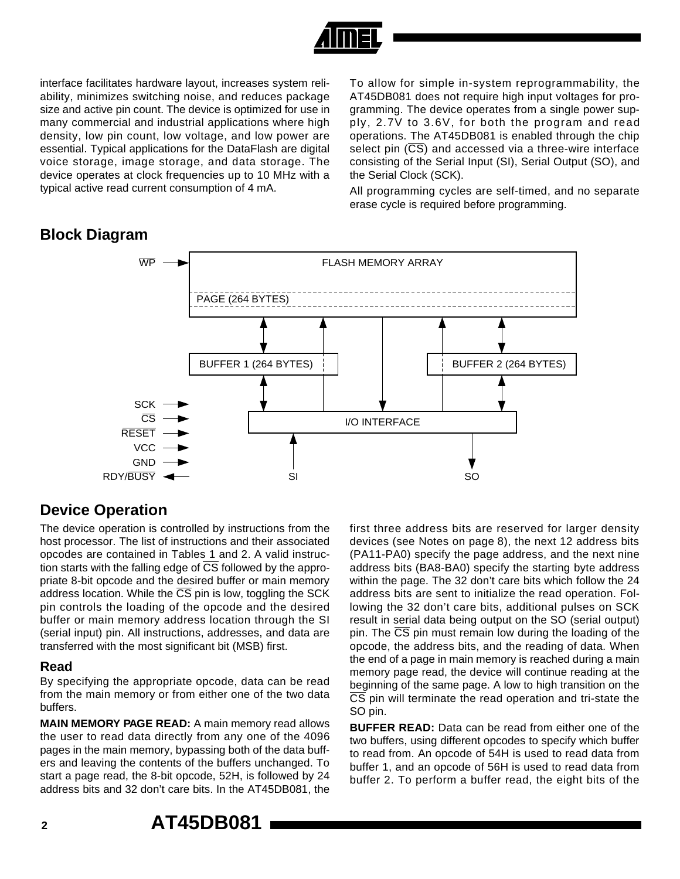interface facilitates hardware layout, increases system reliability, minimizes switching noise, and reduces package size and active pin count. The device is optimized for use in many commercial and industrial applications where high density, low pin count, low voltage, and low power are essential. Typical applications for the DataFlash are digital voice storage, image storage, and data storage. The device operates at clock frequencies up to 10 MHz with a typical active read current consumption of 4 mA.

To allow for simple in-system reprogrammability, the AT45DB081 does not require high input voltages for programming. The device operates from a single power supply, 2.7V to 3.6V, for both the program and read operations. The AT45DB081 is enabled through the chip select pin ($\overline{CS}$) and accessed via a three-wire interface consisting of the Serial Input (SI), Serial Output (SO), and the Serial Clock (SCK).

All programming cycles are self-timed, and no separate erase cycle is required before programming.

## Block Diagram

FLASH MEMORY ARRAY | PAGE (264 BYTES) | BUFFER 1 (264 BYTES) | BUFFER 2 (264 BYTES) | I/O INTERFACE | $\overline{WP}$ | SCK | $\overline{CS}$ | $\overline{RESET}$ | VCC | GND | RDY/$\overline{BUSY}$ | SI | SO

## Device Operation

The device operation is controlled by instructions from the host processor. The list of instructions and their associated opcodes are contained in Tables 1 and 2. A valid instruction starts with the falling edge of $\overline{CS}$ followed by the appropriate 8-bit opcode and the desired buffer or main memory address location. While the $\overline{CS}$ pin is low, toggling the SCK pin controls the loading of the opcode and the desired buffer or main memory address location through the SI (serial input) pin. All instructions, addresses, and data are transferred with the most significant bit (MSB) first.

### Read

By specifying the appropriate opcode, data can be read from the main memory or from either one of the two data buffers.

**MAIN MEMORY PAGE READ:** A main memory read allows the user to read data directly from any one of the 4096 pages in the main memory, bypassing both of the data buffers and leaving the contents of the buffers unchanged. To start a page read, the 8-bit opcode, 52H, is followed by 24 address bits and 32 don't care bits. In the AT45DB081, the first three address bits are reserved for larger density devices (see Notes on page 8), the next 12 address bits (PA11-PA0) specify the page address, and the next nine address bits (BA8-BA0) specify the starting byte address within the page. The 32 don't care bits which follow the 24 address bits are sent to initialize the read operation. Following the 32 don't care bits, additional pulses on SCK result in serial data being output on the SO (serial output) pin. The $\overline{CS}$ pin must remain low during the loading of the opcode, the address bits, and the reading of data. When the end of a page in main memory is reached during a main memory page read, the device will continue reading at the beginning of the same page. A low to high transition on the $\overline{CS}$ pin will terminate the read operation and tri-state the SO pin.

**BUFFER READ:** Data can be read from either one of the two buffers, using different opcodes to specify which buffer to read from. An opcode of 54H is used to read data from buffer 1, and an opcode of 56H is used to read data from buffer 2. To perform a buffer read, the eight bits of the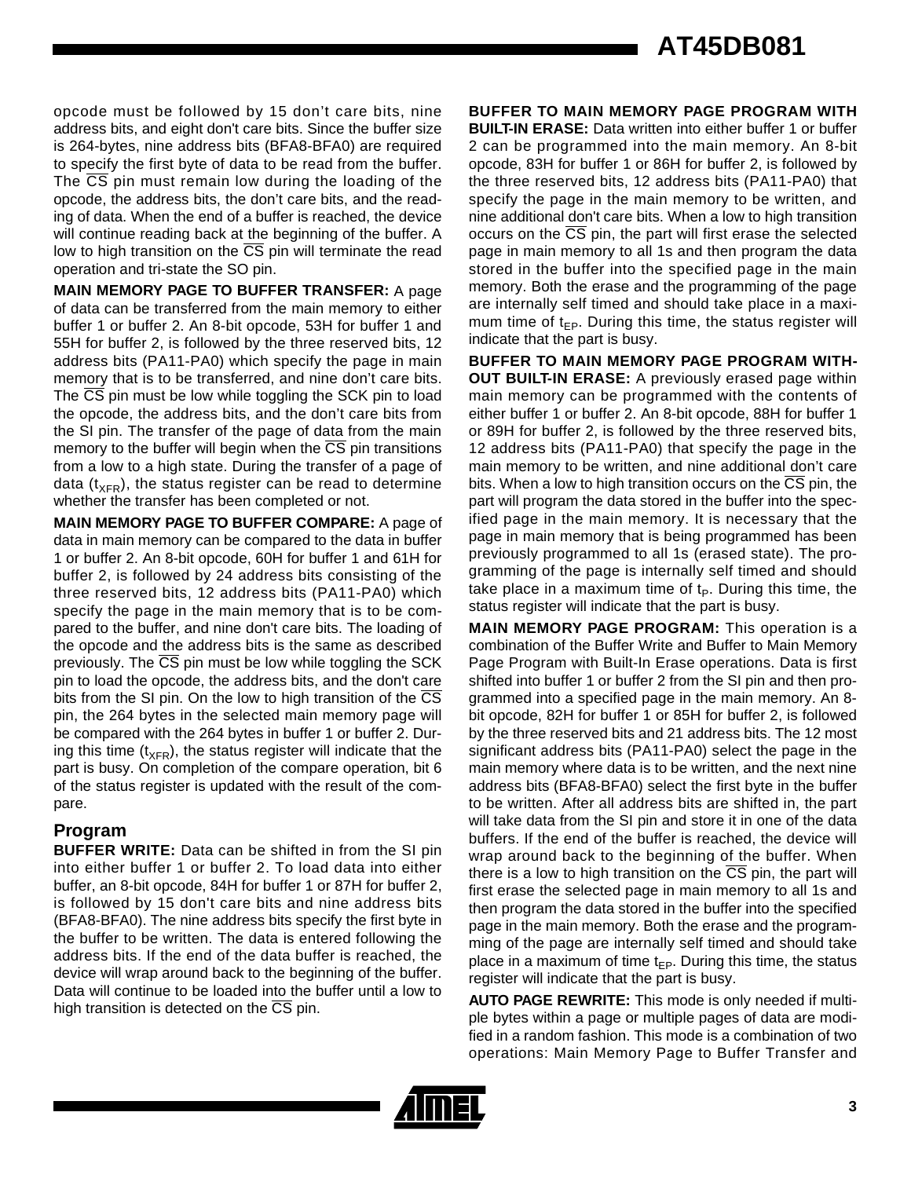opcode must be followed by 15 don't care bits, nine address bits, and eight don't care bits. Since the buffer size is 264-bytes, nine address bits (BFA8-BFA0) are required to specify the first byte of data to be read from the buffer. The $\overline{CS}$ pin must remain low during the loading of the opcode, the address bits, the don't care bits, and the reading of data. When the end of a buffer is reached, the device will continue reading back at the beginning of the buffer. A low to high transition on the $\overline{CS}$ pin will terminate the read operation and tri-state the SO pin.

**MAIN MEMORY PAGE TO BUFFER TRANSFER:** A page of data can be transferred from the main memory to either buffer 1 or buffer 2. An 8-bit opcode, 53H for buffer 1 and 55H for buffer 2, is followed by the three reserved bits, 12 address bits (PA11-PA0) which specify the page in main memory that is to be transferred, and nine don't care bits. The $\overline{CS}$ pin must be low while toggling the SCK pin to load the opcode, the address bits, and the don't care bits from the SI pin. The transfer of the page of data from the main memory to the buffer will begin when the $\overline{CS}$ pin transitions from a low to a high state. During the transfer of a page of data ($t_{XFR}$), the status register can be read to determine whether the transfer has been completed or not.

**MAIN MEMORY PAGE TO BUFFER COMPARE:** A page of data in main memory can be compared to the data in buffer 1 or buffer 2. An 8-bit opcode, 60H for buffer 1 and 61H for buffer 2, is followed by 24 address bits consisting of the three reserved bits, 12 address bits (PA11-PA0) which specify the page in the main memory that is to be compared to the buffer, and nine don't care bits. The loading of the opcode and the address bits is the same as described previously. The $\overline{CS}$ pin must be low while toggling the SCK pin to load the opcode, the address bits, and the don't care bits from the SI pin. On the low to high transition of the $\overline{CS}$ pin, the 264 bytes in the selected main memory page will be compared with the 264 bytes in buffer 1 or buffer 2. During this time ($t_{XFR}$), the status register will indicate that the part is busy. On completion of the compare operation, bit 6 of the status register is updated with the result of the compare.

## Program

**BUFFER WRITE:** Data can be shifted in from the SI pin into either buffer 1 or buffer 2. To load data into either buffer, an 8-bit opcode, 84H for buffer 1 or 87H for buffer 2, is followed by 15 don't care bits and nine address bits (BFA8-BFA0). The nine address bits specify the first byte in the buffer to be written. The data is entered following the address bits. If the end of the data buffer is reached, the device will wrap around back to the beginning of the buffer. Data will continue to be loaded into the buffer until a low to high transition is detected on the $\overline{CS}$ pin.

**BUFFER TO MAIN MEMORY PAGE PROGRAM WITH BUILT-IN ERASE:** Data written into either buffer 1 or buffer 2 can be programmed into the main memory. An 8-bit opcode, 83H for buffer 1 or 86H for buffer 2, is followed by the three reserved bits, 12 address bits (PA11-PA0) that specify the page in the main memory to be written, and nine additional don't care bits. When a low to high transition occurs on the $\overline{CS}$ pin, the part will first erase the selected page in main memory to all 1s and then program the data stored in the buffer into the specified page in the main memory. Both the erase and the programming of the page are internally self timed and should take place in a maximum time of $t_{EP}$. During this time, the status register will indicate that the part is busy.

**BUFFER TO MAIN MEMORY PAGE PROGRAM WITHOUT BUILT-IN ERASE:** A previously erased page within main memory can be programmed with the contents of either buffer 1 or buffer 2. An 8-bit opcode, 88H for buffer 1 or 89H for buffer 2, is followed by the three reserved bits, 12 address bits (PA11-PA0) that specify the page in the main memory to be written, and nine additional don't care bits. When a low to high transition occurs on the $\overline{CS}$ pin, the part will program the data stored in the buffer into the specified page in the main memory. It is necessary that the page in main memory that is being programmed has been previously programmed to all 1s (erased state). The programming of the page is internally self timed and should take place in a maximum time of $t_P$. During this time, the status register will indicate that the part is busy.

**MAIN MEMORY PAGE PROGRAM:** This operation is a combination of the Buffer Write and Buffer to Main Memory Page Program with Built-In Erase operations. Data is first shifted into buffer 1 or buffer 2 from the SI pin and then programmed into a specified page in the main memory. An 8-bit opcode, 82H for buffer 1 or 85H for buffer 2, is followed by the three reserved bits and 21 address bits. The 12 most significant address bits (PA11-PA0) select the page in the main memory where data is to be written, and the next nine address bits (BFA8-BFA0) select the first byte in the buffer to be written. After all address bits are shifted in, the part will take data from the SI pin and store it in one of the data buffers. If the end of the buffer is reached, the device will wrap around back to the beginning of the buffer. When there is a low to high transition on the $\overline{CS}$ pin, the part will first erase the selected page in main memory to all 1s and then program the data stored in the buffer into the specified page in the main memory. Both the erase and the programming of the page are internally self timed and should take place in a maximum of time $t_{EP}$. During this time, the status register will indicate that the part is busy.

**AUTO PAGE REWRITE:** This mode is only needed if multiple bytes within a page or multiple pages of data are modified in a random fashion. This mode is a combination of two operations: Main Memory Page to Buffer Transfer and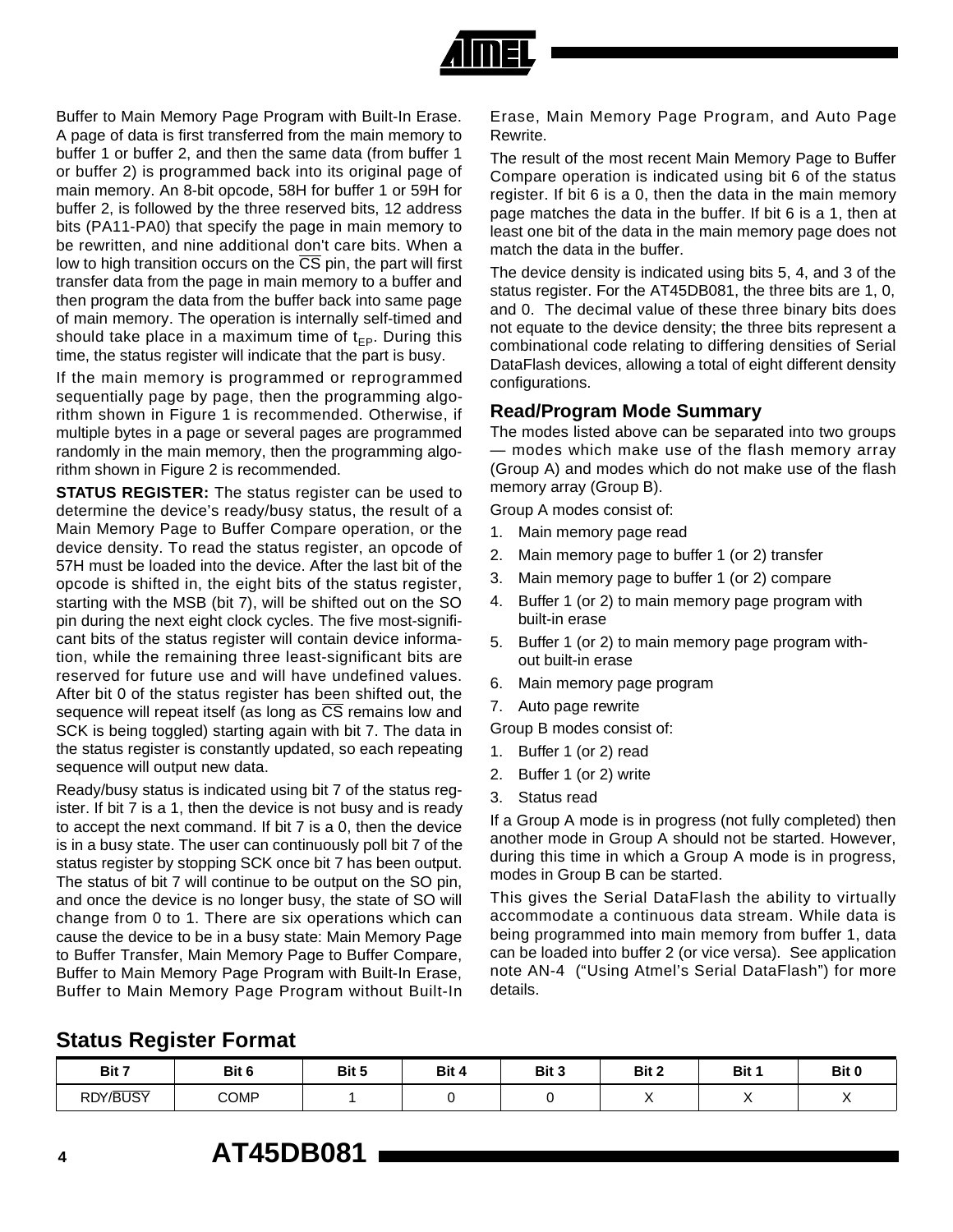Buffer to Main Memory Page Program with Built-In Erase. A page of data is first transferred from the main memory to buffer 1 or buffer 2, and then the same data (from buffer 1 or buffer 2) is programmed back into its original page of main memory. An 8-bit opcode, 58H for buffer 1 or 59H for buffer 2, is followed by the three reserved bits, 12 address bits (PA11-PA0) that specify the page in main memory to be rewritten, and nine additional don't care bits. When a low to high transition occurs on the $\overline{CS}$ pin, the part will first transfer data from the page in main memory to a buffer and then program the data from the buffer back into same page of main memory. The operation is internally self-timed and should take place in a maximum time of $t_{EP}$. During this time, the status register will indicate that the part is busy.

If the main memory is programmed or reprogrammed sequentially page by page, then the programming algorithm shown in Figure 1 is recommended. Otherwise, if multiple bytes in a page or several pages are programmed randomly in the main memory, then the programming algorithm shown in Figure 2 is recommended.

**STATUS REGISTER:** The status register can be used to determine the device's ready/busy status, the result of a Main Memory Page to Buffer Compare operation, or the device density. To read the status register, an opcode of 57H must be loaded into the device. After the last bit of the opcode is shifted in, the eight bits of the status register, starting with the MSB (bit 7), will be shifted out on the SO pin during the next eight clock cycles. The five most-significant bits of the status register will contain device information, while the remaining three least-significant bits are reserved for future use and will have undefined values. After bit 0 of the status register has been shifted out, the sequence will repeat itself (as long as $\overline{CS}$ remains low and SCK is being toggled) starting again with bit 7. The data in the status register is constantly updated, so each repeating sequence will output new data.

Ready/busy status is indicated using bit 7 of the status register. If bit 7 is a 1, then the device is not busy and is ready to accept the next command. If bit 7 is a 0, then the device is in a busy state. The user can continuously poll bit 7 of the status register by stopping SCK once bit 7 has been output. The status of bit 7 will continue to be output on the SO pin, and once the device is no longer busy, the state of SO will change from 0 to 1. There are six operations which can cause the device to be in a busy state: Main Memory Page to Buffer Transfer, Main Memory Page to Buffer Compare, Buffer to Main Memory Page Program with Built-In Erase, Buffer to Main Memory Page Program without Built-In Erase, Main Memory Page Program, and Auto Page Rewrite.

The result of the most recent Main Memory Page to Buffer Compare operation is indicated using bit 6 of the status register. If bit 6 is a 0, then the data in the main memory page matches the data in the buffer. If bit 6 is a 1, then at least one bit of the data in the main memory page does not match the data in the buffer.

The device density is indicated using bits 5, 4, and 3 of the status register. For the AT45DB081, the three bits are 1, 0, and 0. The decimal value of these three binary bits does not equate to the device density; the three bits represent a combinational code relating to differing densities of Serial DataFlash devices, allowing a total of eight different density configurations.

### Read/Program Mode Summary

The modes listed above can be separated into two groups — modes which make use of the flash memory array (Group A) and modes which do not make use of the flash memory array (Group B).

Group A modes consist of:

1. Main memory page read
2. Main memory page to buffer 1 (or 2) transfer
3. Main memory page to buffer 1 (or 2) compare
4. Buffer 1 (or 2) to main memory page program with built-in erase
5. Buffer 1 (or 2) to main memory page program without built-in erase
6. Main memory page program
7. Auto page rewrite

Group B modes consist of:

1. Buffer 1 (or 2) read
2. Buffer 1 (or 2) write
3. Status read

If a Group A mode is in progress (not fully completed) then another mode in Group A should not be started. However, during this time in which a Group A mode is in progress, modes in Group B can be started.

This gives the Serial DataFlash the ability to virtually accommodate a continuous data stream. While data is being programmed into main memory from buffer 1, data can be loaded into buffer 2 (or vice versa). See application note AN-4 ("Using Atmel's Serial DataFlash") for more details.

## Status Register Format

| Bit 7 | Bit 6 | Bit 5 | Bit 4 | Bit 3 | Bit 2 | Bit 1 | Bit 0 |
|---|---|---|---|---|---|---|---|
| RDY/$\overline{BUSY}$ | COMP | 1 | 0 | 0 | X | X | X |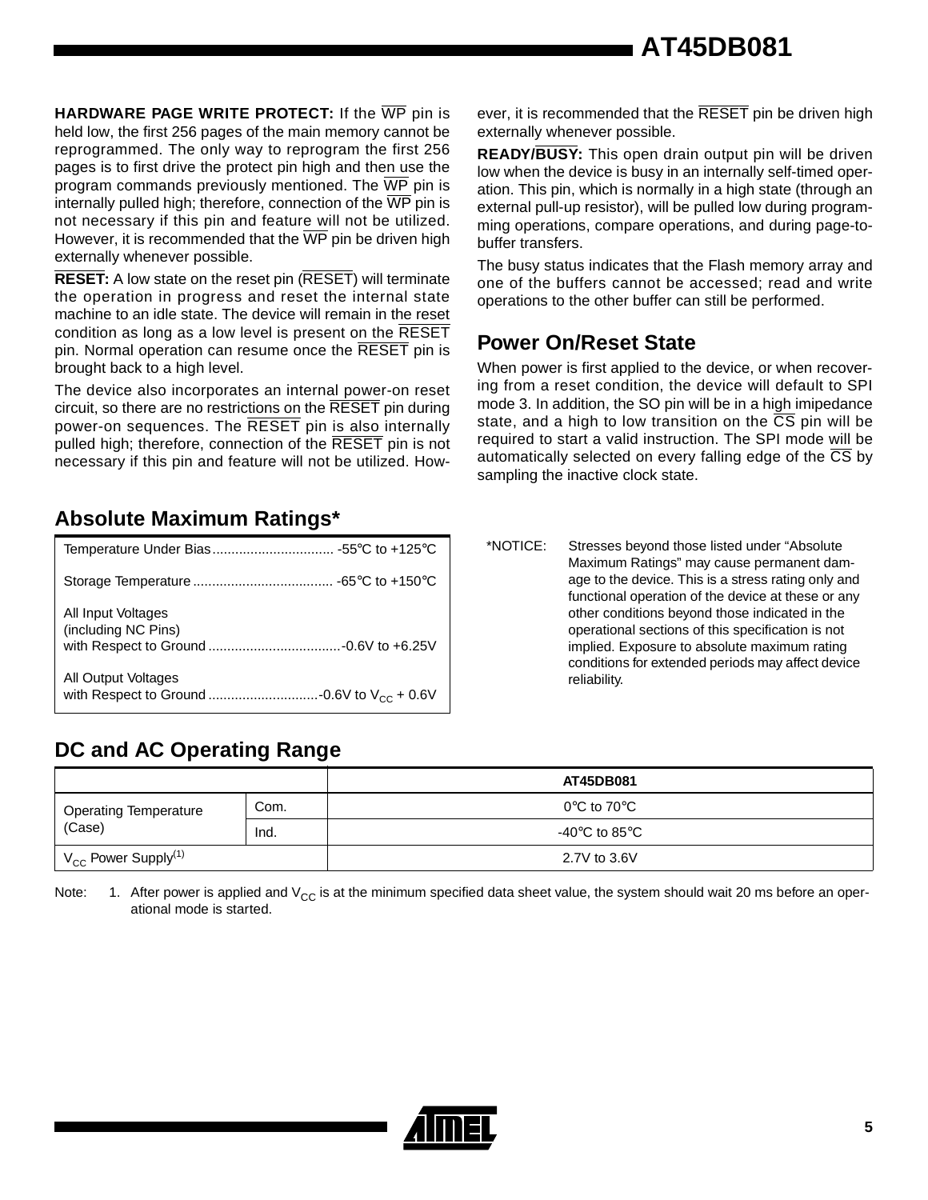**HARDWARE PAGE WRITE PROTECT:** If the $\overline{WP}$ pin is held low, the first 256 pages of the main memory cannot be reprogrammed. The only way to reprogram the first 256 pages is to first drive the protect pin high and then use the program commands previously mentioned. The $\overline{WP}$ pin is internally pulled high; therefore, connection of the $\overline{WP}$ pin is not necessary if this pin and feature will not be utilized. However, it is recommended that the $\overline{WP}$ pin be driven high externally whenever possible.

**$\overline{\text{RESET}}$:** A low state on the reset pin ($\overline{RESET}$) will terminate the operation in progress and reset the internal state machine to an idle state. The device will remain in the reset condition as long as a low level is present on the $\overline{RESET}$ pin. Normal operation can resume once the $\overline{RESET}$ pin is brought back to a high level.

The device also incorporates an internal power-on reset circuit, so there are no restrictions on the $\overline{RESET}$ pin during power-on sequences. The $\overline{RESET}$ pin is also internally pulled high; therefore, connection of the $\overline{RESET}$ pin is not necessary if this pin and feature will not be utilized. However, it is recommended that the $\overline{RESET}$ pin be driven high externally whenever possible.

**READY/$\overline{\text{BUSY}}$:** This open drain output pin will be driven low when the device is busy in an internally self-timed operation. This pin, which is normally in a high state (through an external pull-up resistor), will be pulled low during programming operations, compare operations, and during page-to-buffer transfers.

The busy status indicates that the Flash memory array and one of the buffers cannot be accessed; read and write operations to the other buffer can still be performed.

## Power On/Reset State

When power is first applied to the device, or when recovering from a reset condition, the device will default to SPI mode 3. In addition, the SO pin will be in a high imipedance state, and a high to low transition on the $\overline{CS}$ pin will be required to start a valid instruction. The SPI mode will be automatically selected on every falling edge of the $\overline{CS}$ by sampling the inactive clock state.

## Absolute Maximum Ratings*

| Parameter | Rating |
|---|---|
| Temperature Under Bias | -55°C to +125°C |
| Storage Temperature | -65°C to +150°C |
| All Input Voltages (including NC Pins) with Respect to Ground | -0.6V to +6.25V |
| All Output Voltages with Respect to Ground | -0.6V to $V_{CC}$ + 0.6V |

*NOTICE: Stresses beyond those listed under "Absolute Maximum Ratings" may cause permanent damage to the device. This is a stress rating only and functional operation of the device at these or any other conditions beyond those indicated in the operational sections of this specification is not implied. Exposure to absolute maximum rating conditions for extended periods may affect device reliability.

## DC and AC Operating Range

| | | AT45DB081 |
|---|---|---|
| Operating Temperature (Case) | Com. | 0°C to 70°C |
| | Ind. | -40°C to 85°C |
| $V_{CC}$ Power Supply[(1)] | | 2.7V to 3.6V |

Note: 1. After power is applied and $V_{CC}$ is at the minimum specified data sheet value, the system should wait 20 ms before an operational mode is started.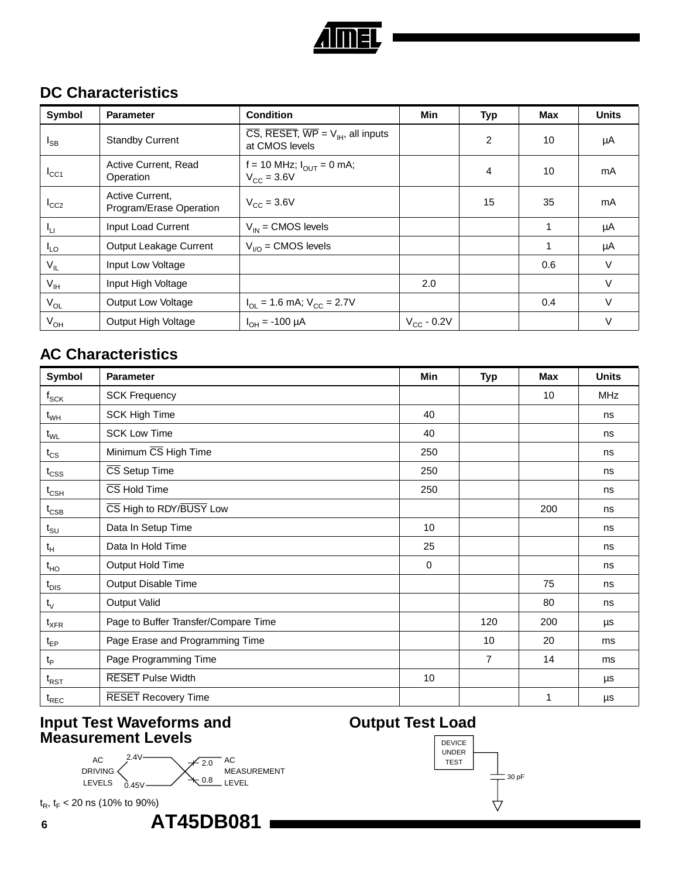## DC Characteristics

| Symbol | Parameter | Condition | Min | Typ | Max | Units |
|---|---|---|---|---|---|---|
| $I_{SB}$ | Standby Current | $\overline{CS}$, $\overline{RESET}$, $\overline{WP}$ = $V_{IH}$, all inputs at CMOS levels | | 2 | 10 | µA |
| $I_{CC1}$ | Active Current, Read Operation | f = 10 MHz; $I_{OUT}$ = 0 mA; $V_{CC}$ = 3.6V | | 4 | 10 | mA |
| $I_{CC2}$ | Active Current, Program/Erase Operation | $V_{CC}$ = 3.6V | | 15 | 35 | mA |
| $I_{LI}$ | Input Load Current | $V_{IN}$ = CMOS levels | | | 1 | µA |
| $I_{LO}$ | Output Leakage Current | $V_{I/O}$ = CMOS levels | | | 1 | µA |
| $V_{IL}$ | Input Low Voltage | | | | 0.6 | V |
| $V_{IH}$ | Input High Voltage | | 2.0 | | | V |
| $V_{OL}$ | Output Low Voltage | $I_{OL}$ = 1.6 mA; $V_{CC}$ = 2.7V | | | 0.4 | V |
| $V_{OH}$ | Output High Voltage | $I_{OH}$ = -100 µA | $V_{CC}$ - 0.2V | | | V |

## AC Characteristics

| Symbol | Parameter | Min | Typ | Max | Units |
|---|---|---|---|---|---|
| $f_{SCK}$ | SCK Frequency | | | 10 | MHz |
| $t_{WH}$ | SCK High Time | 40 | | | ns |
| $t_{WL}$ | SCK Low Time | 40 | | | ns |
| $t_{CS}$ | Minimum $\overline{CS}$ High Time | 250 | | | ns |
| $t_{CSS}$ | $\overline{CS}$ Setup Time | 250 | | | ns |
| $t_{CSH}$ | $\overline{CS}$ Hold Time | 250 | | | ns |
| $t_{CSB}$ | $\overline{CS}$ High to RDY/$\overline{BUSY}$ Low | | | 200 | ns |
| $t_{SU}$ | Data In Setup Time | 10 | | | ns |
| $t_{H}$ | Data In Hold Time | 25 | | | ns |
| $t_{HO}$ | Output Hold Time | 0 | | | ns |
| $t_{DIS}$ | Output Disable Time | | | 75 | ns |
| $t_{V}$ | Output Valid | | | 80 | ns |
| $t_{XFR}$ | Page to Buffer Transfer/Compare Time | | 120 | 200 | µs |
| $t_{EP}$ | Page Erase and Programming Time | | 10 | 20 | ms |
| $t_{P}$ | Page Programming Time | | 7 | 14 | ms |
| $t_{RST}$ | $\overline{RESET}$ Pulse Width | 10 | | | µs |
| $t_{REC}$ | $\overline{RESET}$ Recovery Time | | | 1 | µs |

## Input Test Waveforms and Measurement Levels

AC DRIVING LEVELS: 2.4V, 0.45V

AC MEASUREMENT LEVEL: 2.0, 0.8

$t_R$, $t_F$ < 20 ns (10% to 90%)

## Output Test Load

DEVICE UNDER TEST — 30 pF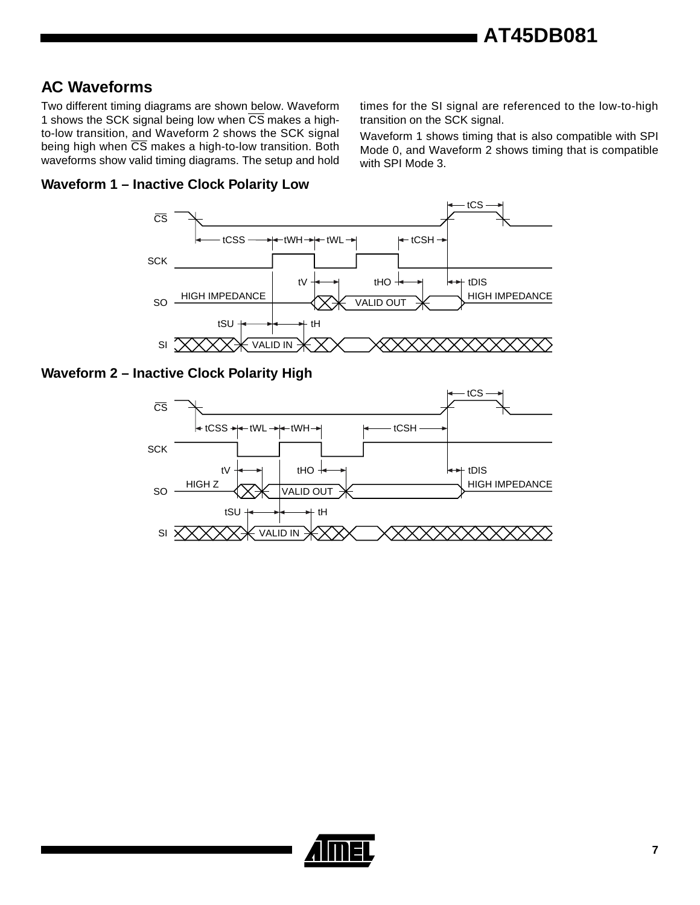## AC Waveforms

Two different timing diagrams are shown below. Waveform 1 shows the SCK signal being low when $\overline{CS}$ makes a high-to-low transition, and Waveform 2 shows the SCK signal being high when $\overline{CS}$ makes a high-to-low transition. Both waveforms show valid timing diagrams. The setup and hold times for the SI signal are referenced to the low-to-high transition on the SCK signal.

Waveform 1 shows timing that is also compatible with SPI Mode 0, and Waveform 2 shows timing that is compatible with SPI Mode 3.

### Waveform 1 – Inactive Clock Polarity Low

### Waveform 2 – Inactive Clock Polarity High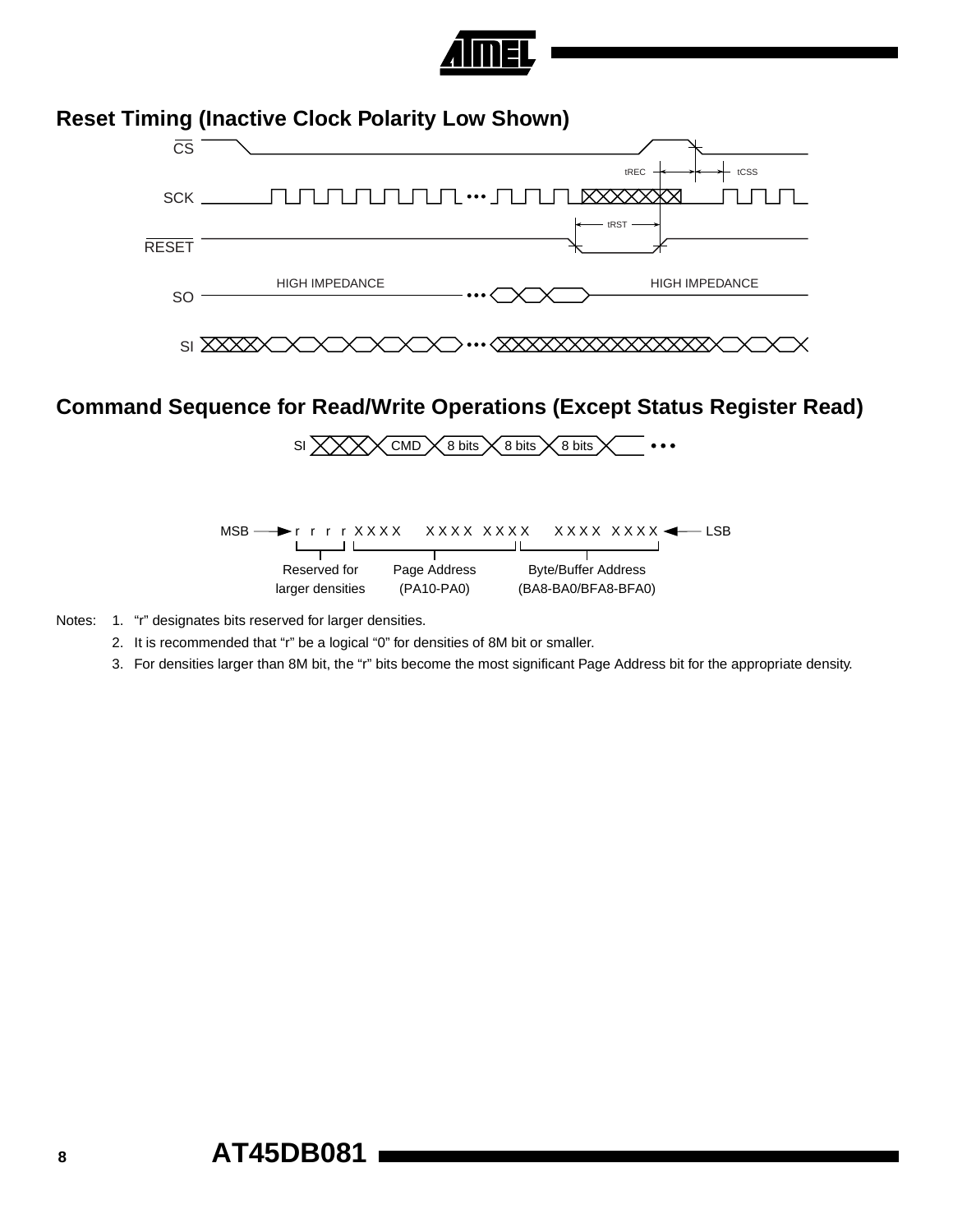## Reset Timing (Inactive Clock Polarity Low Shown)

## Command Sequence for Read/Write Operations (Except Status Register Read)

Notes: 1. "r" designates bits reserved for larger densities.

2. It is recommended that "r" be a logical "0" for densities of 8M bit or smaller.

3. For densities larger than 8M bit, the "r" bits become the most significant Page Address bit for the appropriate density.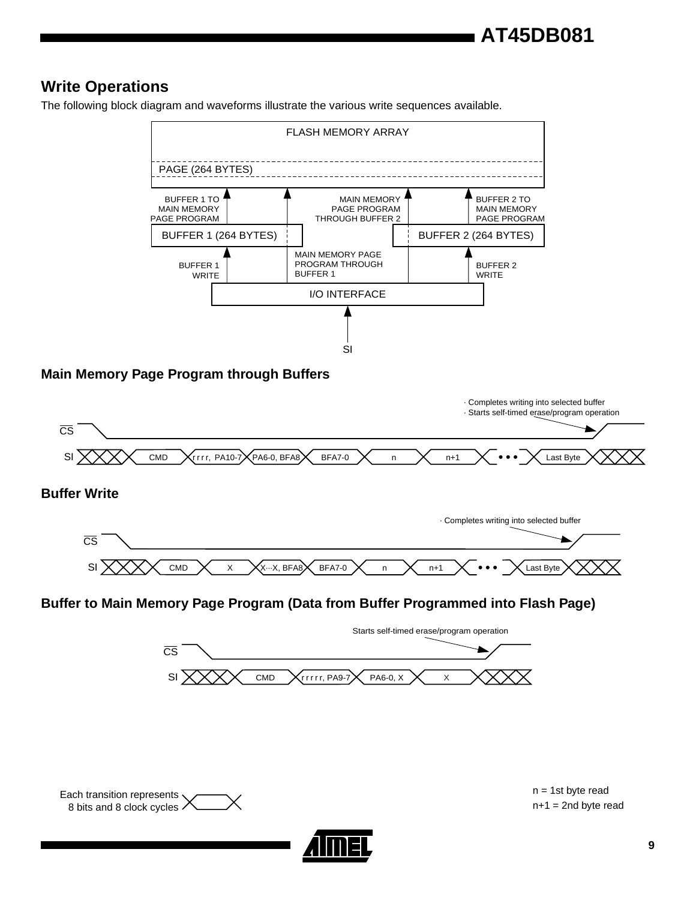## Write Operations

The following block diagram and waveforms illustrate the various write sequences available.

FLASH MEMORY ARRAY

PAGE (264 BYTES)

BUFFER 1 TO MAIN MEMORY PAGE PROGRAM

MAIN MEMORY PAGE PROGRAM THROUGH BUFFER 2

BUFFER 2 TO MAIN MEMORY PAGE PROGRAM

BUFFER 1 (264 BYTES)

BUFFER 2 (264 BYTES)

BUFFER 1 WRITE

MAIN MEMORY PAGE PROGRAM THROUGH BUFFER 1

BUFFER 2 WRITE

I/O INTERFACE

SI

### Main Memory Page Program through Buffers

· Completes writing into selected buffer
· Starts self-timed erase/program operation

$\overline{CS}$

SI: CMD | r r r r, PA10-7 | PA6-0, BFA8 | BFA7-0 | n | n+1 | • • • | Last Byte

### Buffer Write

· Completes writing into selected buffer

$\overline{CS}$

SI: CMD | X | X···X, BFA8 | BFA7-0 | n | n+1 | • • • | Last Byte

### Buffer to Main Memory Page Program (Data from Buffer Programmed into Flash Page)

Starts self-timed erase/program operation

$\overline{CS}$

SI: CMD | r r r r r, PA9-7 | PA6-0, X | X

Each transition represents 8 bits and 8 clock cycles

n = 1st byte read
n+1 = 2nd byte read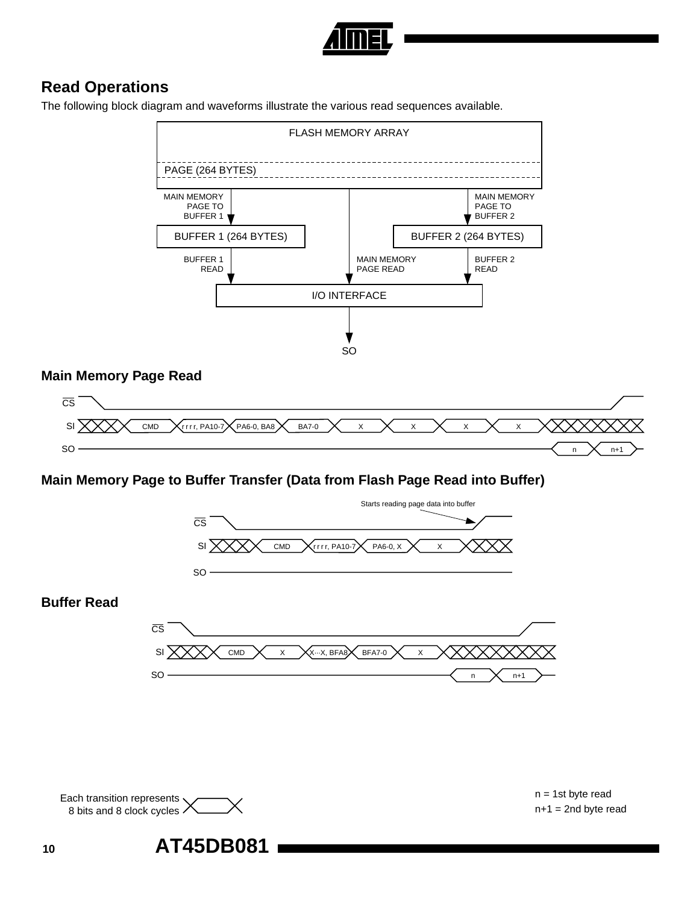## Read Operations

The following block diagram and waveforms illustrate the various read sequences available.

FLASH MEMORY ARRAY

PAGE (264 BYTES)

MAIN MEMORY PAGE TO BUFFER 1

MAIN MEMORY PAGE TO BUFFER 2

BUFFER 1 (264 BYTES)

BUFFER 2 (264 BYTES)

BUFFER 1 READ

MAIN MEMORY PAGE READ

BUFFER 2 READ

I/O INTERFACE

SO

### Main Memory Page Read

CS

SI: CMD | r r r r, PA10-7 | PA6-0, BA8 | BA7-0 | X | X | X | X

SO: n | n+1

### Main Memory Page to Buffer Transfer (Data from Flash Page Read into Buffer)

Starts reading page data into buffer

CS

SI: CMD | r r r r, PA10-7 | PA6-0, X | X

SO

### Buffer Read

CS

SI: CMD | X | X···X, BFA8 | BFA7-0 | X

SO: n | n+1

Each transition represents 8 bits and 8 clock cycles

n = 1st byte read
n+1 = 2nd byte read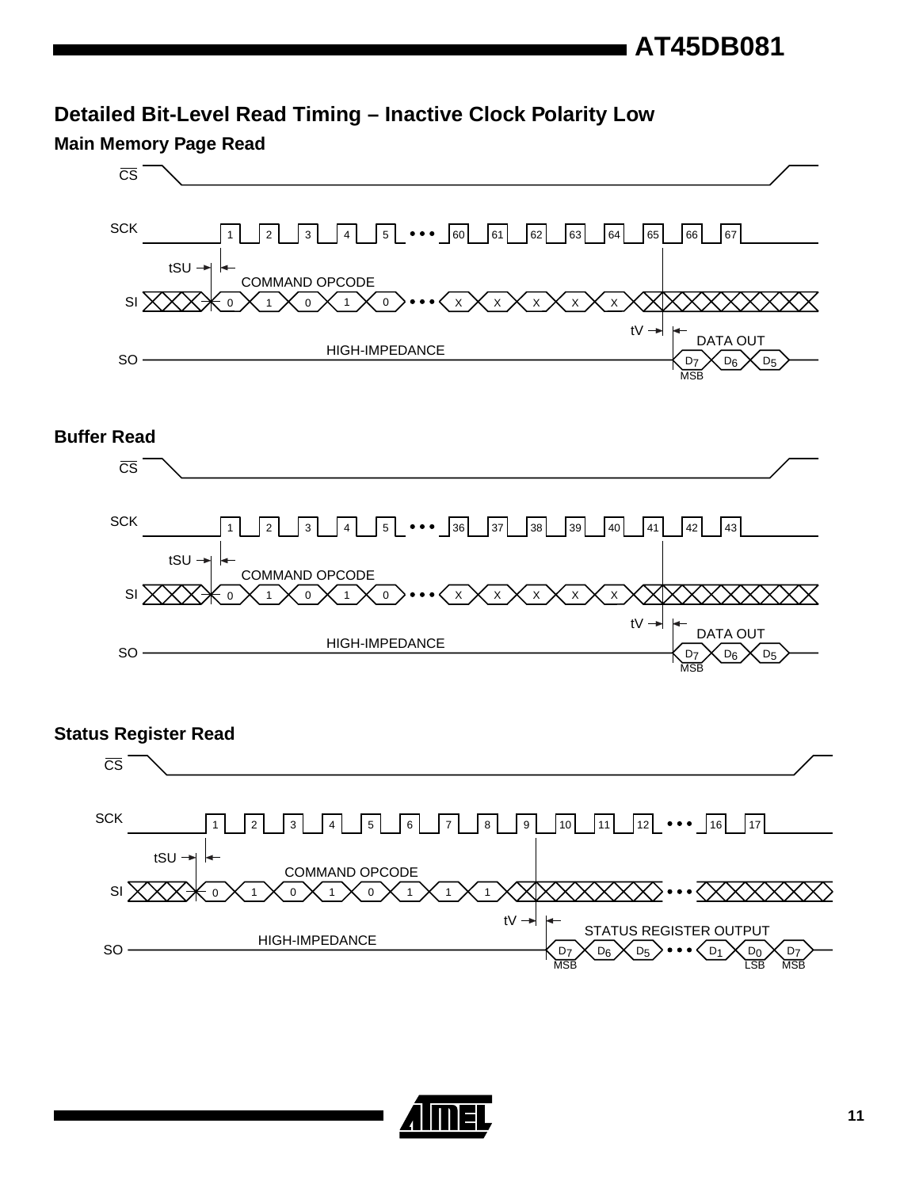## Detailed Bit-Level Read Timing – Inactive Clock Polarity Low

### Main Memory Page Read

CS

SCK 1 2 3 4 5 • • • 60 61 62 63 64 65 66 67

tSU

COMMAND OPCODE

SI 0 1 0 1 0 • • • X X X X X

tV

DATA OUT

HIGH-IMPEDANCE

SO $D_7$ $D_6$ $D_5$

MSB

### Buffer Read

CS

SCK 1 2 3 4 5 • • • 36 37 38 39 40 41 42 43

tSU

COMMAND OPCODE

SI 0 1 0 1 0 • • • X X X X X

tV

DATA OUT

HIGH-IMPEDANCE

SO $D_7$ $D_6$ $D_5$

MSB

### Status Register Read

CS

SCK 1 2 3 4 5 6 7 8 9 10 11 12 • • • 16 17

tSU

COMMAND OPCODE

SI 0 1 0 1 0 1 1 1 • • •

tV

STATUS REGISTER OUTPUT

HIGH-IMPEDANCE

SO $D_7$ $D_6$ $D_5$ • • • $D_1$ $D_0$ $D_7$

MSB LSB MSB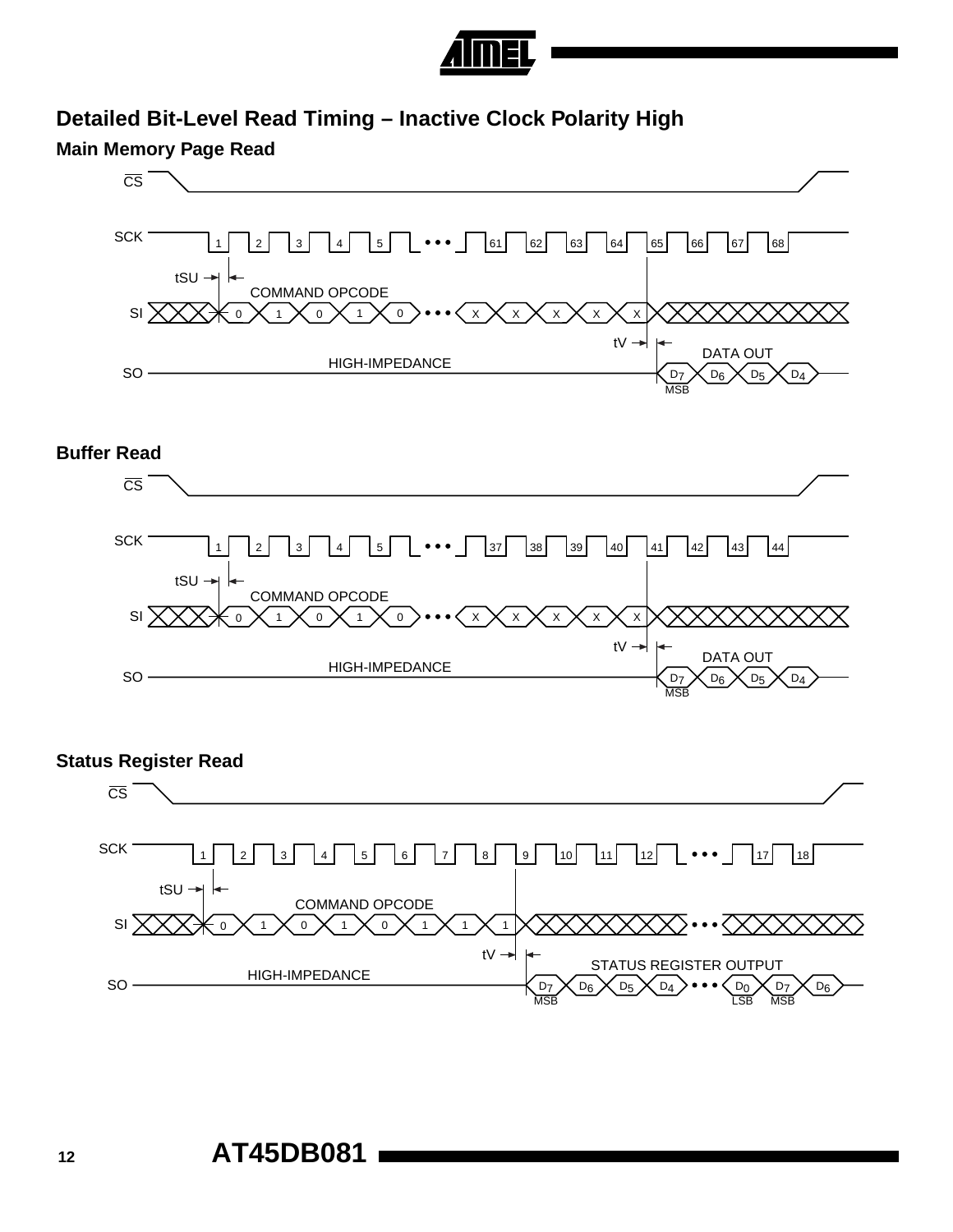## Detailed Bit-Level Read Timing – Inactive Clock Polarity High

### Main Memory Page Read

CS

SCK 1 2 3 4 5 • • • 61 62 63 64 65 66 67 68

tSU

COMMAND OPCODE

SI 0 1 0 1 0 • • • X X X X X

tV

DATA OUT

HIGH-IMPEDANCE

SO $D_7$ $D_6$ $D_5$ $D_4$

MSB

### Buffer Read

CS

SCK 1 2 3 4 5 • • • 37 38 39 40 41 42 43 44

tSU

COMMAND OPCODE

SI 0 1 0 1 0 • • • X X X X X

tV

DATA OUT

HIGH-IMPEDANCE

SO $D_7$ $D_6$ $D_5$ $D_4$

MSB

### Status Register Read

CS

SCK 1 2 3 4 5 6 7 8 9 10 11 12 • • • 17 18

tSU

COMMAND OPCODE

SI 0 1 0 1 0 1 1 1 • • •

tV

STATUS REGISTER OUTPUT

HIGH-IMPEDANCE

SO $D_7$ $D_6$ $D_5$ $D_4$ • • • $D_0$ $D_7$ $D_6$

MSB LSB MSB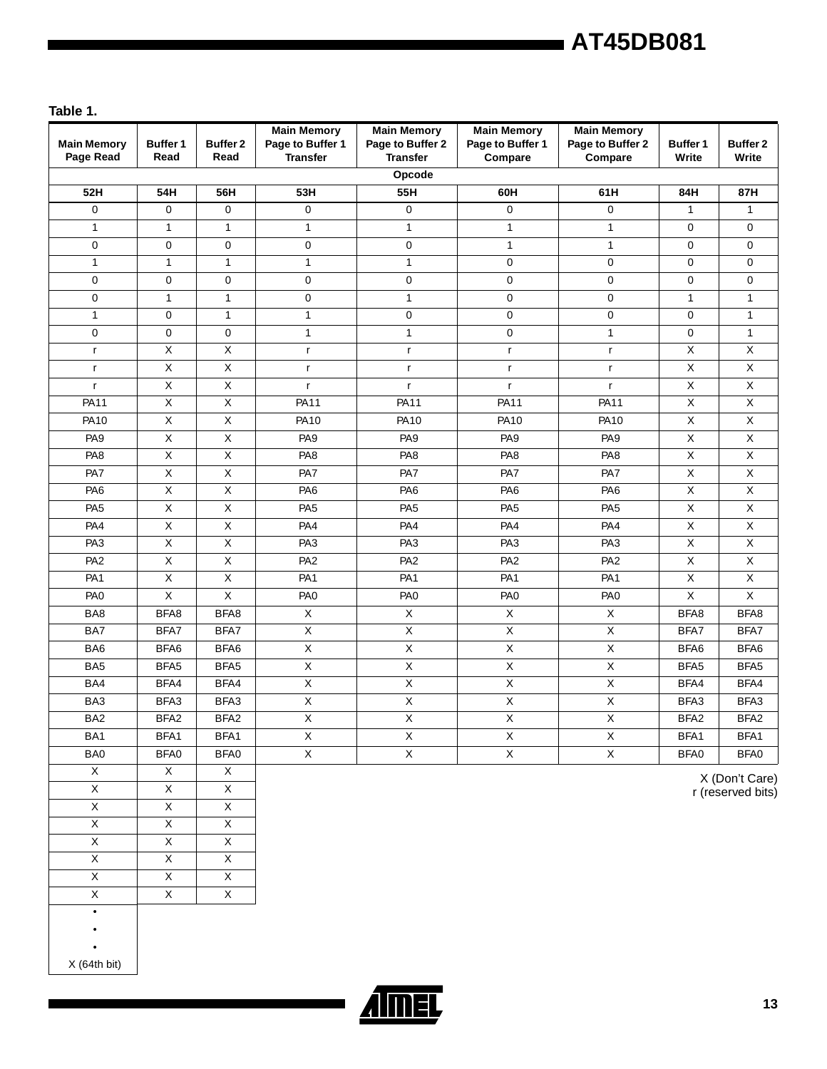**Table 1.**

| Main Memory Page Read | Buffer 1 Read | Buffer 2 Read | Main Memory Page to Buffer 1 Transfer | Main Memory Page to Buffer 2 Transfer | Main Memory Page to Buffer 1 Compare | Main Memory Page to Buffer 2 Compare | Buffer 1 Write | Buffer 2 Write |
|---|---|---|---|---|---|---|---|---|
| Opcode | | | | | | | | |
| 52H | 54H | 56H | 53H | 55H | 60H | 61H | 84H | 87H |
| 0 | 0 | 0 | 0 | 0 | 0 | 0 | 1 | 1 |
| 1 | 1 | 1 | 1 | 1 | 1 | 1 | 0 | 0 |
| 0 | 0 | 0 | 0 | 0 | 1 | 1 | 0 | 0 |
| 1 | 1 | 1 | 1 | 1 | 0 | 0 | 0 | 0 |
| 0 | 0 | 0 | 0 | 0 | 0 | 0 | 0 | 0 |
| 0 | 1 | 1 | 0 | 1 | 0 | 0 | 1 | 1 |
| 1 | 0 | 1 | 1 | 0 | 0 | 0 | 0 | 1 |
| 0 | 0 | 0 | 1 | 1 | 0 | 1 | 0 | 1 |
| r | X | X | r | r | r | r | X | X |
| r | X | X | r | r | r | r | X | X |
| r | X | X | r | r | r | r | X | X |
| PA11 | X | X | PA11 | PA11 | PA11 | PA11 | X | X |
| PA10 | X | X | PA10 | PA10 | PA10 | PA10 | X | X |
| PA9 | X | X | PA9 | PA9 | PA9 | PA9 | X | X |
| PA8 | X | X | PA8 | PA8 | PA8 | PA8 | X | X |
| PA7 | X | X | PA7 | PA7 | PA7 | PA7 | X | X |
| PA6 | X | X | PA6 | PA6 | PA6 | PA6 | X | X |
| PA5 | X | X | PA5 | PA5 | PA5 | PA5 | X | X |
| PA4 | X | X | PA4 | PA4 | PA4 | PA4 | X | X |
| PA3 | X | X | PA3 | PA3 | PA3 | PA3 | X | X |
| PA2 | X | X | PA2 | PA2 | PA2 | PA2 | X | X |
| PA1 | X | X | PA1 | PA1 | PA1 | PA1 | X | X |
| PA0 | X | X | PA0 | PA0 | PA0 | PA0 | X | X |
| BA8 | BFA8 | BFA8 | X | X | X | X | BFA8 | BFA8 |
| BA7 | BFA7 | BFA7 | X | X | X | X | BFA7 | BFA7 |
| BA6 | BFA6 | BFA6 | X | X | X | X | BFA6 | BFA6 |
| BA5 | BFA5 | BFA5 | X | X | X | X | BFA5 | BFA5 |
| BA4 | BFA4 | BFA4 | X | X | X | X | BFA4 | BFA4 |
| BA3 | BFA3 | BFA3 | X | X | X | X | BFA3 | BFA3 |
| BA2 | BFA2 | BFA2 | X | X | X | X | BFA2 | BFA2 |
| BA1 | BFA1 | BFA1 | X | X | X | X | BFA1 | BFA1 |
| BA0 | BFA0 | BFA0 | X | X | X | X | BFA0 | BFA0 |
| X | X | X | | | | | | |
| X | X | X | | | | | | |
| X | X | X | | | | | | |
| X | X | X | | | | | | |
| X | X | X | | | | | | |
| X | X | X | | | | | | |
| X | X | X | | | | | | |
| X | X | X | | | | | | |
| • | | | | | | | | |
| • | | | | | | | | |
| • | | | | | | | | |
| X (64th bit) | | | | | | | | |

X (Don't Care)
r (reserved bits)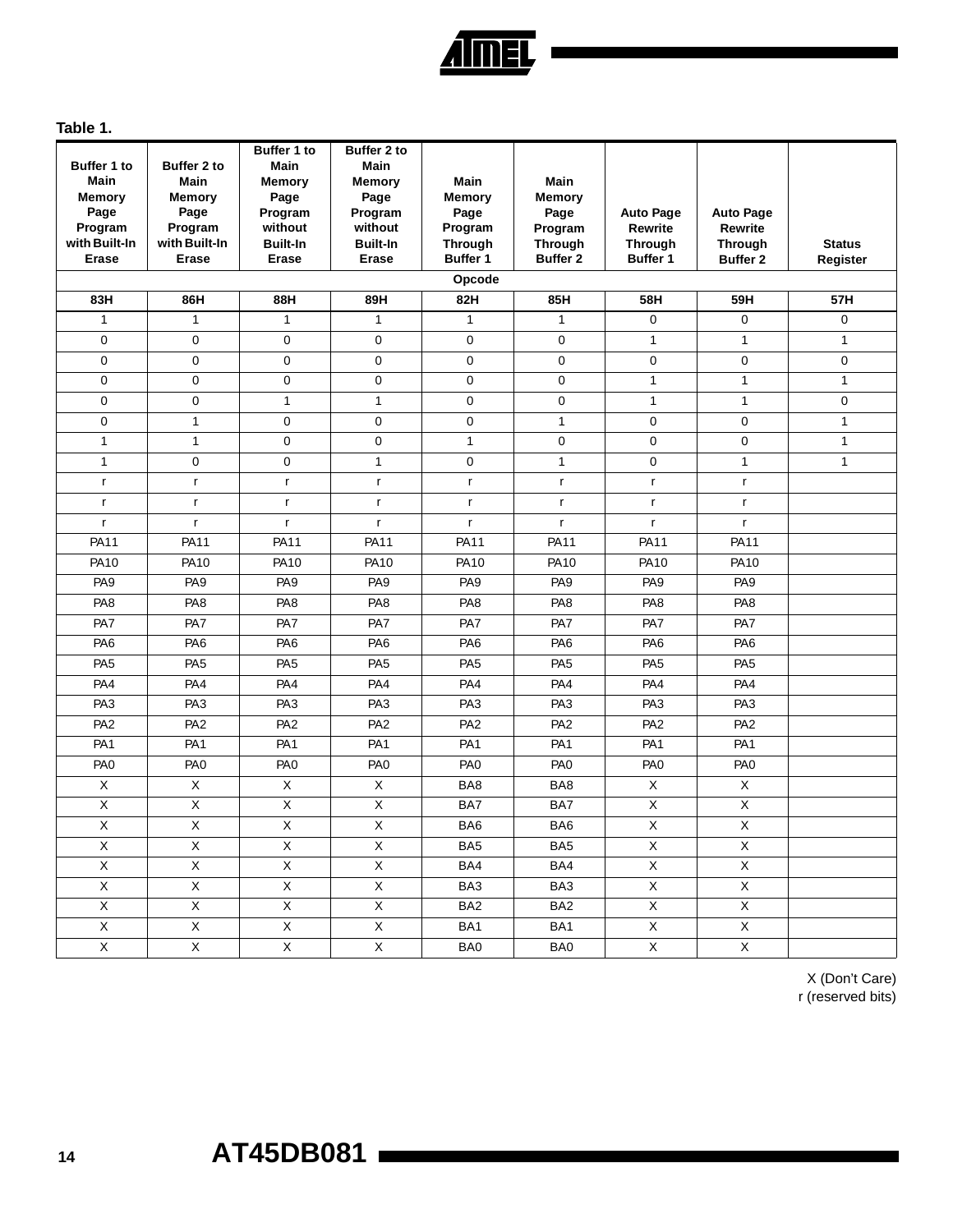**Table 1.**

| Buffer 1 to Main Memory Page Program with Built-In Erase | Buffer 2 to Main Memory Page Program with Built-In Erase | Buffer 1 to Main Memory Page Program without Built-In Erase | Buffer 2 to Main Memory Page Program without Built-In Erase | Main Memory Page Program Through Buffer 1 | Main Memory Page Program Through Buffer 2 | Auto Page Rewrite Through Buffer 1 | Auto Page Rewrite Through Buffer 2 | Status Register |
|---|---|---|---|---|---|---|---|---|
| **Opcode** | | | | | | | | |
| **83H** | **86H** | **88H** | **89H** | **82H** | **85H** | **58H** | **59H** | **57H** |
| 1 | 1 | 1 | 1 | 1 | 1 | 0 | 0 | 0 |
| 0 | 0 | 0 | 0 | 0 | 0 | 1 | 1 | 1 |
| 0 | 0 | 0 | 0 | 0 | 0 | 0 | 0 | 0 |
| 0 | 0 | 0 | 0 | 0 | 0 | 1 | 1 | 1 |
| 0 | 0 | 1 | 1 | 0 | 0 | 1 | 1 | 0 |
| 0 | 1 | 0 | 0 | 0 | 1 | 0 | 0 | 1 |
| 1 | 1 | 0 | 0 | 1 | 0 | 0 | 0 | 1 |
| 1 | 0 | 0 | 1 | 0 | 1 | 0 | 1 | 1 |
| r | r | r | r | r | r | r | r | |
| r | r | r | r | r | r | r | r | |
| r | r | r | r | r | r | r | r | |
| PA11 | PA11 | PA11 | PA11 | PA11 | PA11 | PA11 | PA11 | |
| PA10 | PA10 | PA10 | PA10 | PA10 | PA10 | PA10 | PA10 | |
| PA9 | PA9 | PA9 | PA9 | PA9 | PA9 | PA9 | PA9 | |
| PA8 | PA8 | PA8 | PA8 | PA8 | PA8 | PA8 | PA8 | |
| PA7 | PA7 | PA7 | PA7 | PA7 | PA7 | PA7 | PA7 | |
| PA6 | PA6 | PA6 | PA6 | PA6 | PA6 | PA6 | PA6 | |
| PA5 | PA5 | PA5 | PA5 | PA5 | PA5 | PA5 | PA5 | |
| PA4 | PA4 | PA4 | PA4 | PA4 | PA4 | PA4 | PA4 | |
| PA3 | PA3 | PA3 | PA3 | PA3 | PA3 | PA3 | PA3 | |
| PA2 | PA2 | PA2 | PA2 | PA2 | PA2 | PA2 | PA2 | |
| PA1 | PA1 | PA1 | PA1 | PA1 | PA1 | PA1 | PA1 | |
| PA0 | PA0 | PA0 | PA0 | PA0 | PA0 | PA0 | PA0 | |
| X | X | X | X | BA8 | BA8 | X | X | |
| X | X | X | X | BA7 | BA7 | X | X | |
| X | X | X | X | BA6 | BA6 | X | X | |
| X | X | X | X | BA5 | BA5 | X | X | |
| X | X | X | X | BA4 | BA4 | X | X | |
| X | X | X | X | BA3 | BA3 | X | X | |
| X | X | X | X | BA2 | BA2 | X | X | |
| X | X | X | X | BA1 | BA1 | X | X | |
| X | X | X | X | BA0 | BA0 | X | X | |

X (Don't Care)
r (reserved bits)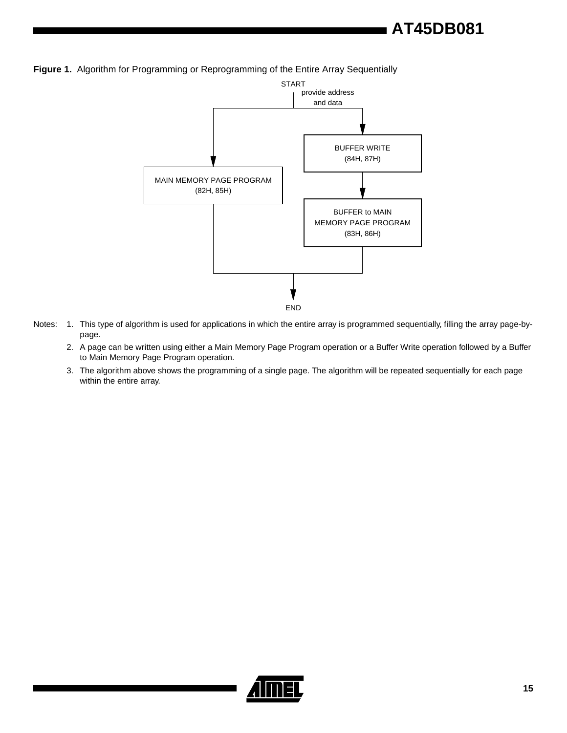**Figure 1.** Algorithm for Programming or Reprogramming of the Entire Array Sequentially

START

provide address and data

MAIN MEMORY PAGE PROGRAM (82H, 85H)

BUFFER WRITE (84H, 87H)

BUFFER to MAIN MEMORY PAGE PROGRAM (83H, 86H)

END

Notes: 1. This type of algorithm is used for applications in which the entire array is programmed sequentially, filling the array page-by-page.

2. A page can be written using either a Main Memory Page Program operation or a Buffer Write operation followed by a Buffer to Main Memory Page Program operation.

3. The algorithm above shows the programming of a single page. The algorithm will be repeated sequentially for each page within the entire array.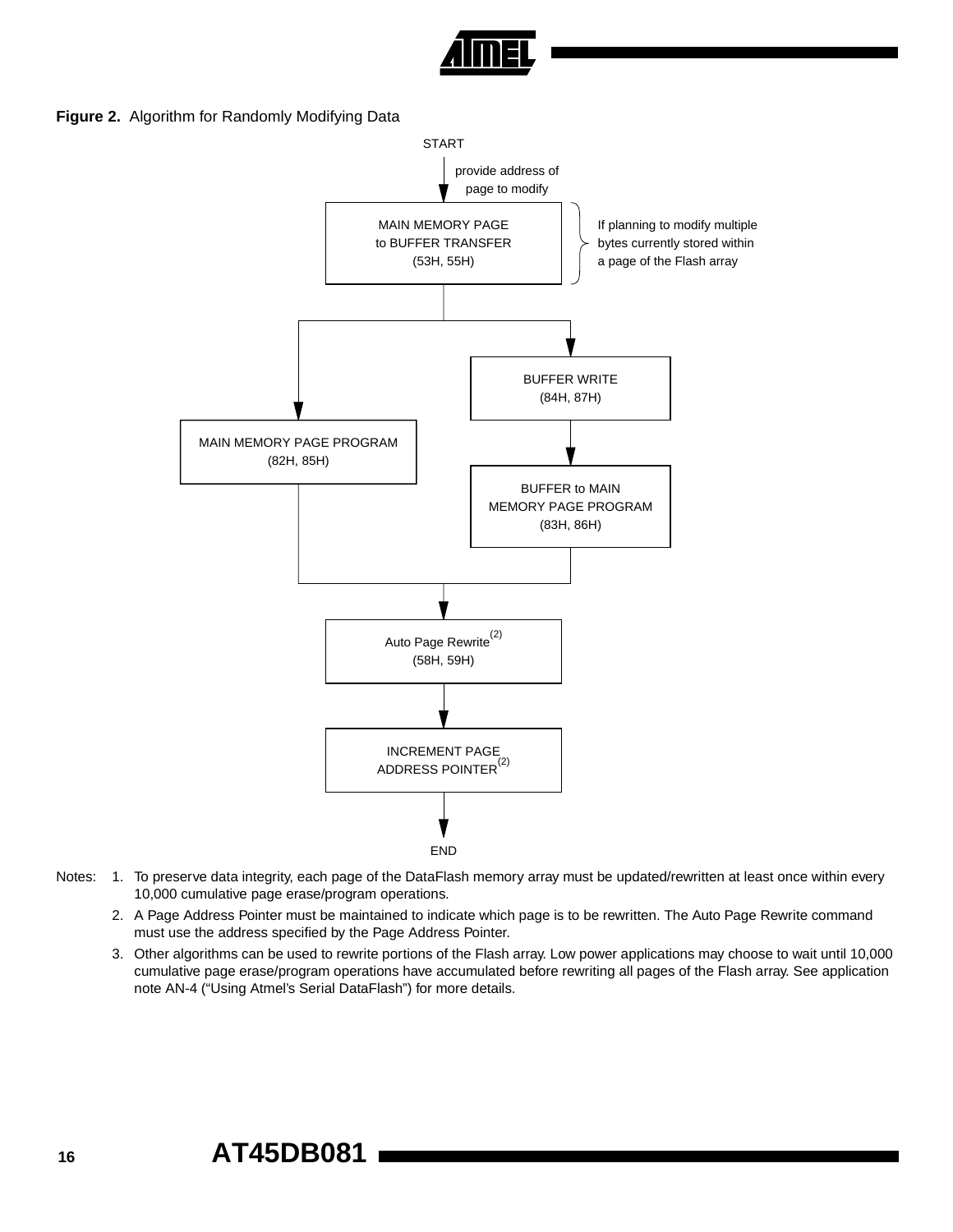**Figure 2.** Algorithm for Randomly Modifying Data

START

provide address of page to modify

MAIN MEMORY PAGE to BUFFER TRANSFER (53H, 55H)

If planning to modify multiple bytes currently stored within a page of the Flash array

BUFFER WRITE (84H, 87H)

MAIN MEMORY PAGE PROGRAM (82H, 85H)

BUFFER to MAIN MEMORY PAGE PROGRAM (83H, 86H)

Auto Page Rewrite[(2)] (58H, 59H)

INCREMENT PAGE ADDRESS POINTER[(2)]

END

Notes: 1. To preserve data integrity, each page of the DataFlash memory array must be updated/rewritten at least once within every 10,000 cumulative page erase/program operations.

2. A Page Address Pointer must be maintained to indicate which page is to be rewritten. The Auto Page Rewrite command must use the address specified by the Page Address Pointer.

3. Other algorithms can be used to rewrite portions of the Flash array. Low power applications may choose to wait until 10,000 cumulative page erase/program operations have accumulated before rewriting all pages of the Flash array. See application note AN-4 ("Using Atmel's Serial DataFlash") for more details.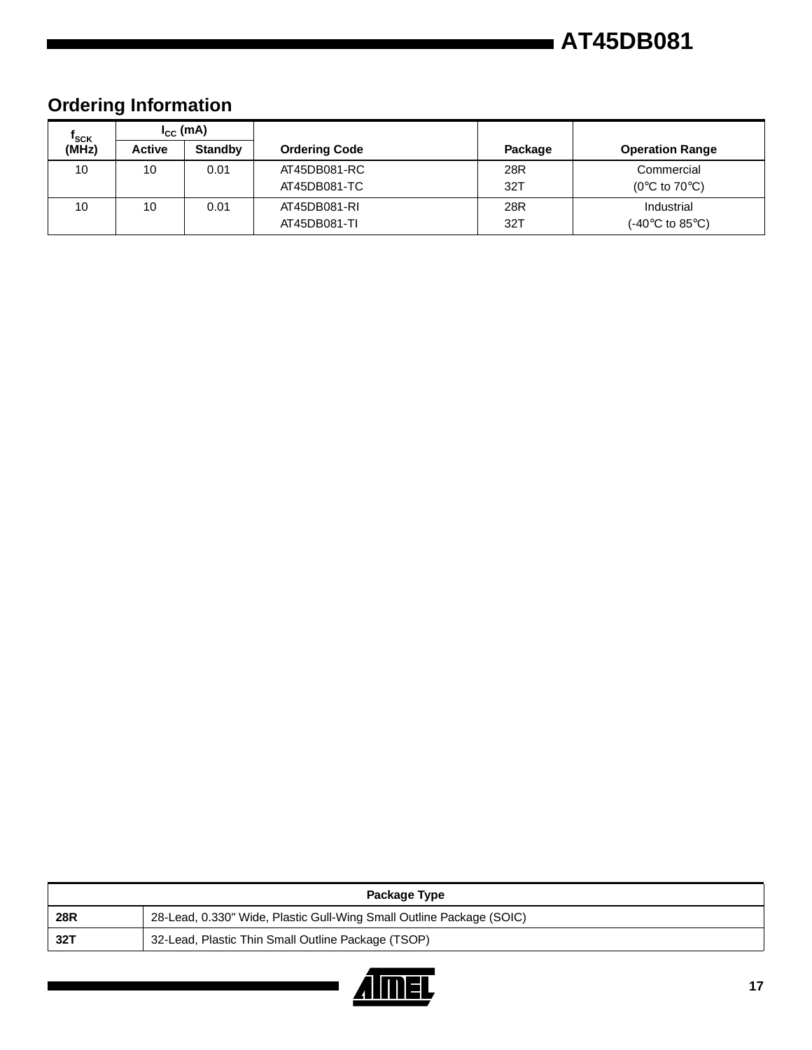## Ordering Information

| $f_{SCK}$ (MHz) | $I_{CC}$ (mA) | | Ordering Code | Package | Operation Range |
|---|---|---|---|---|---|
| | Active | Standby | | | |
| 10 | 10 | 0.01 | AT45DB081-RC<br>AT45DB081-TC | 28R<br>32T | Commercial<br>(0°C to 70°C) |
| 10 | 10 | 0.01 | AT45DB081-RI<br>AT45DB081-TI | 28R<br>32T | Industrial<br>(-40°C to 85°C) |

| Package Type | |
|---|---|
| **28R** | 28-Lead, 0.330" Wide, Plastic Gull-Wing Small Outline Package (SOIC) |
| **32T** | 32-Lead, Plastic Thin Small Outline Package (TSOP) |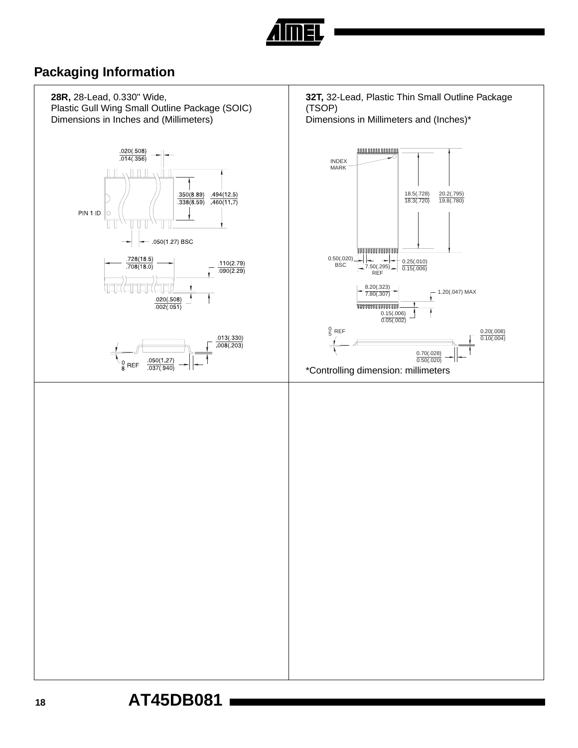## Packaging Information

**28R,** 28-Lead, 0.330" Wide,
Plastic Gull Wing Small Outline Package (SOIC)
Dimensions in Inches and (Millimeters)

.020(.508)
.014(.356)

.350(8.89)
.338(8.59)

.494(12.5)
.460(11.7)

PIN 1 ID

.050(1.27) BSC

.728(18.5)
.708(18.0)

.110(2.79)
.090(2.29)

.020(.508)
.002(.051)

.013(.330)
.008(.203)

0
8 REF

.050(1.27)
.037(.940)

**32T,** 32-Lead, Plastic Thin Small Outline Package (TSOP)
Dimensions in Millimeters and (Inches)*

INDEX MARK

18.5(.728)
18.3(.720)

20.2(.795)
19.8(.780)

0.50(.020) BSC

7.50(.295) REF

0.25(.010)
0.15(.006)

8.20(.323)
7.80(.307)

1.20(.047) MAX

0.15(.006)
0.05(.002)

0
5 REF

0.20(.008)
0.10(.004)

0.70(.028)
0.50(.020)

*Controlling dimension: millimeters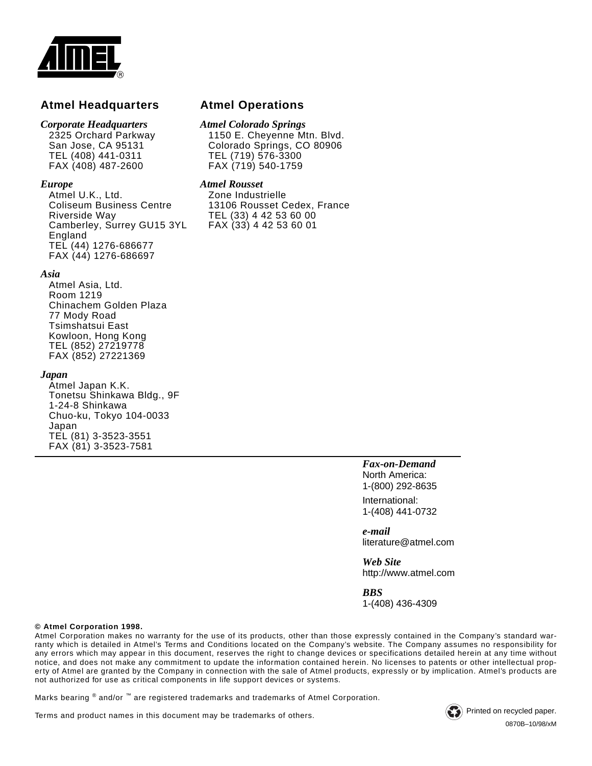## Atmel Headquarters

*Corporate Headquarters*
2325 Orchard Parkway
San Jose, CA 95131
TEL (408) 441-0311
FAX (408) 487-2600

*Europe*
Atmel U.K., Ltd.
Coliseum Business Centre
Riverside Way
Camberley, Surrey GU15 3YL
England
TEL (44) 1276-686677
FAX (44) 1276-686697

*Asia*
Atmel Asia, Ltd.
Room 1219
Chinachem Golden Plaza
77 Mody Road
Tsimshatsui East
Kowloon, Hong Kong
TEL (852) 27219778
FAX (852) 27221369

*Japan*
Atmel Japan K.K.
Tonetsu Shinkawa Bldg., 9F
1-24-8 Shinkawa
Chuo-ku, Tokyo 104-0033
Japan
TEL (81) 3-3523-3551
FAX (81) 3-3523-7581

## Atmel Operations

*Atmel Colorado Springs*
1150 E. Cheyenne Mtn. Blvd.
Colorado Springs, CO 80906
TEL (719) 576-3300
FAX (719) 540-1759

*Atmel Rousset*
Zone Industrielle
13106 Rousset Cedex, France
TEL (33) 4 42 53 60 00
FAX (33) 4 42 53 60 01

*Fax-on-Demand*
North America:
1-(800) 292-8635

International:
1-(408) 441-0732

*e-mail*
literature@atmel.com

*Web Site*
http://www.atmel.com

*BBS*
1-(408) 436-4309

**© Atmel Corporation 1998.**

Atmel Corporation makes no warranty for the use of its products, other than those expressly contained in the Company's standard warranty which is detailed in Atmel's Terms and Conditions located on the Company's website. The Company assumes no responsibility for any errors which may appear in this document, reserves the right to change devices or specifications detailed herein at any time without notice, and does not make any commitment to update the information contained herein. No licenses to patents or other intellectual property of Atmel are granted by the Company in connection with the sale of Atmel products, expressly or by implication. Atmel's products are not authorized for use as critical components in life support devices or systems.

Marks bearing ® and/or ™ are registered trademarks and trademarks of Atmel Corporation.

Terms and product names in this document may be trademarks of others.

Printed on recycled paper.

0870B–10/98/xM